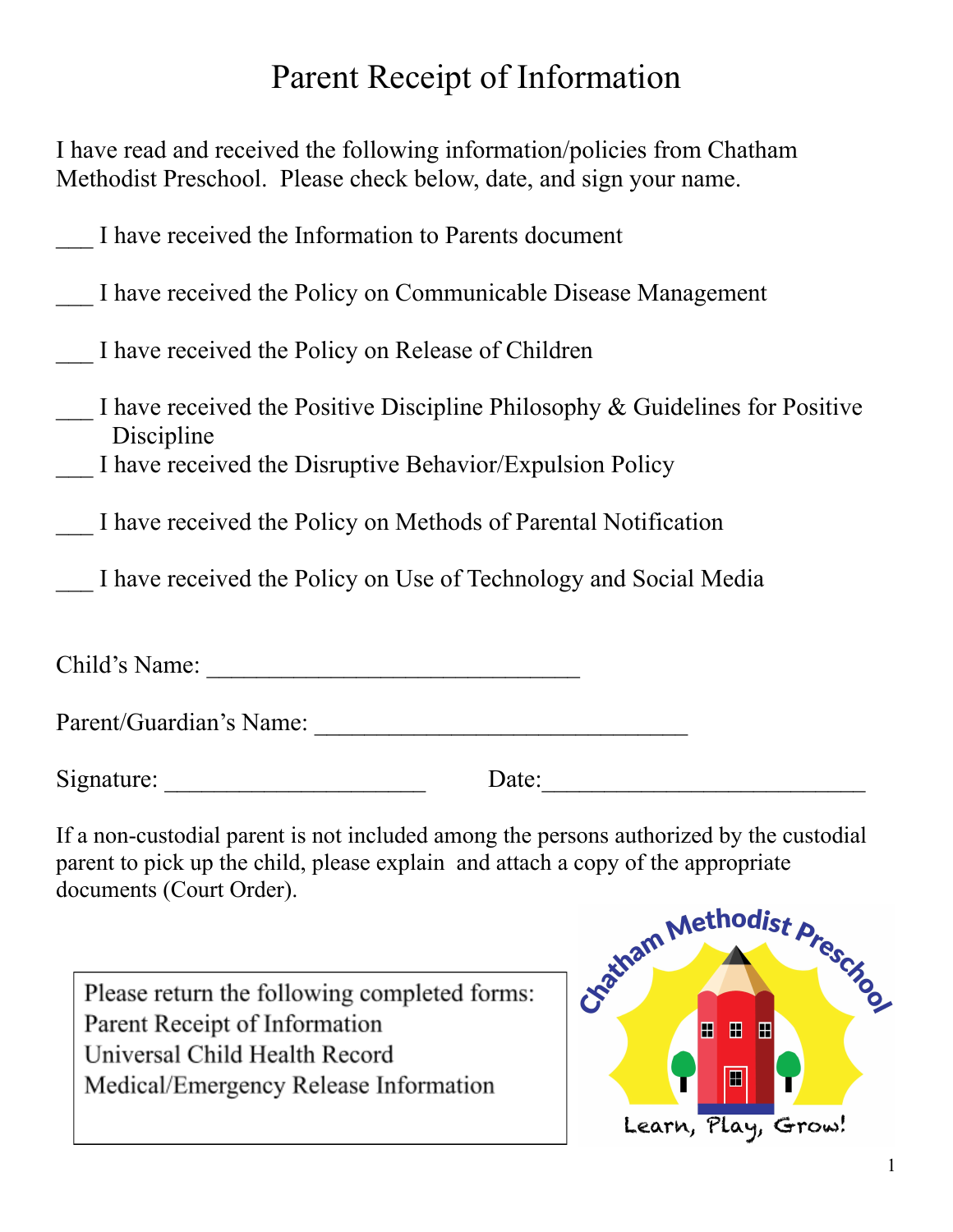# Parent Receipt of Information

I have read and received the following information/policies from Chatham Methodist Preschool. Please check below, date, and sign your name.

___ I have received the Information to Parents document

___ I have received the Policy on Communicable Disease Management

___ I have received the Policy on Release of Children

___ I have received the Positive Discipline Philosophy & Guidelines for Positive Discipline

___ I have received the Disruptive Behavior/Expulsion Policy

___ I have received the Policy on Methods of Parental Notification

___ I have received the Policy on Use of Technology and Social Media

Child's Name: ______________________________

Parent/Guardian's Name: ______________________________

Signature: _____________________ Date:__________________________

If a non-custodial parent is not included among the persons authorized by the custodial parent to pick up the child, please explain and attach a copy of the appropriate documents (Court Order).

Please return the following completed forms:
Parent Receipt of Information
Universal Child Health Record
Medical/Emergency Release Information

Chatham Methodist Preschool

Learn, Play, Grow!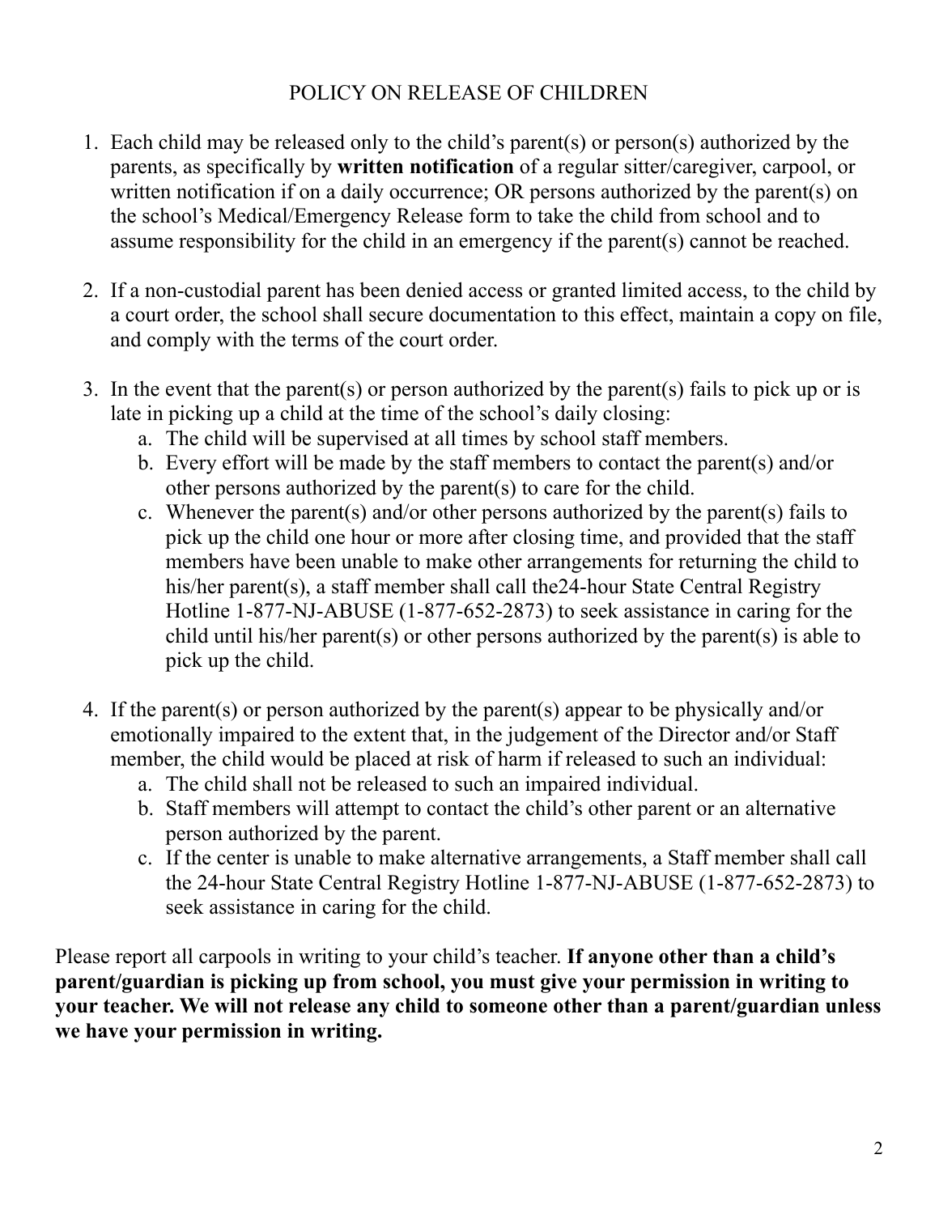# POLICY ON RELEASE OF CHILDREN

1. Each child may be released only to the child's parent(s) or person(s) authorized by the parents, as specifically by **written notification** of a regular sitter/caregiver, carpool, or written notification if on a daily occurrence; OR persons authorized by the parent(s) on the school's Medical/Emergency Release form to take the child from school and to assume responsibility for the child in an emergency if the parent(s) cannot be reached.

2. If a non-custodial parent has been denied access or granted limited access, to the child by a court order, the school shall secure documentation to this effect, maintain a copy on file, and comply with the terms of the court order.

3. In the event that the parent(s) or person authorized by the parent(s) fails to pick up or is late in picking up a child at the time of the school's daily closing:
   a. The child will be supervised at all times by school staff members.
   b. Every effort will be made by the staff members to contact the parent(s) and/or other persons authorized by the parent(s) to care for the child.
   c. Whenever the parent(s) and/or other persons authorized by the parent(s) fails to pick up the child one hour or more after closing time, and provided that the staff members have been unable to make other arrangements for returning the child to his/her parent(s), a staff member shall call the24-hour State Central Registry Hotline 1-877-NJ-ABUSE (1-877-652-2873) to seek assistance in caring for the child until his/her parent(s) or other persons authorized by the parent(s) is able to pick up the child.

4. If the parent(s) or person authorized by the parent(s) appear to be physically and/or emotionally impaired to the extent that, in the judgement of the Director and/or Staff member, the child would be placed at risk of harm if released to such an individual:
   a. The child shall not be released to such an impaired individual.
   b. Staff members will attempt to contact the child's other parent or an alternative person authorized by the parent.
   c. If the center is unable to make alternative arrangements, a Staff member shall call the 24-hour State Central Registry Hotline 1-877-NJ-ABUSE (1-877-652-2873) to seek assistance in caring for the child.

Please report all carpools in writing to your child's teacher. **If anyone other than a child's parent/guardian is picking up from school, you must give your permission in writing to your teacher. We will not release any child to someone other than a parent/guardian unless we have your permission in writing.**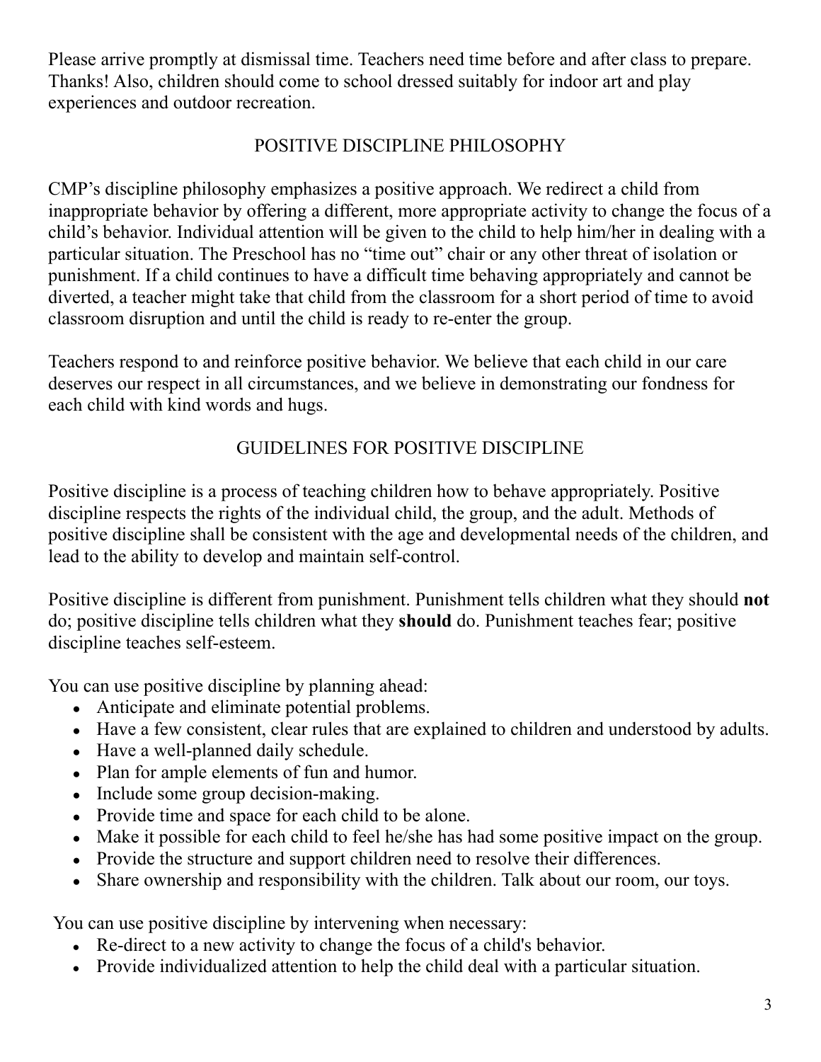Please arrive promptly at dismissal time. Teachers need time before and after class to prepare. Thanks! Also, children should come to school dressed suitably for indoor art and play experiences and outdoor recreation.

## POSITIVE DISCIPLINE PHILOSOPHY

CMP's discipline philosophy emphasizes a positive approach. We redirect a child from inappropriate behavior by offering a different, more appropriate activity to change the focus of a child's behavior. Individual attention will be given to the child to help him/her in dealing with a particular situation. The Preschool has no "time out" chair or any other threat of isolation or punishment. If a child continues to have a difficult time behaving appropriately and cannot be diverted, a teacher might take that child from the classroom for a short period of time to avoid classroom disruption and until the child is ready to re-enter the group.

Teachers respond to and reinforce positive behavior. We believe that each child in our care deserves our respect in all circumstances, and we believe in demonstrating our fondness for each child with kind words and hugs.

## GUIDELINES FOR POSITIVE DISCIPLINE

Positive discipline is a process of teaching children how to behave appropriately. Positive discipline respects the rights of the individual child, the group, and the adult. Methods of positive discipline shall be consistent with the age and developmental needs of the children, and lead to the ability to develop and maintain self-control.

Positive discipline is different from punishment. Punishment tells children what they should **not** do; positive discipline tells children what they **should** do. Punishment teaches fear; positive discipline teaches self-esteem.

You can use positive discipline by planning ahead:

- Anticipate and eliminate potential problems.
- Have a few consistent, clear rules that are explained to children and understood by adults.
- Have a well-planned daily schedule.
- Plan for ample elements of fun and humor.
- Include some group decision-making.
- Provide time and space for each child to be alone.
- Make it possible for each child to feel he/she has had some positive impact on the group.
- Provide the structure and support children need to resolve their differences.
- Share ownership and responsibility with the children. Talk about our room, our toys.

You can use positive discipline by intervening when necessary:

- Re-direct to a new activity to change the focus of a child's behavior.
- Provide individualized attention to help the child deal with a particular situation.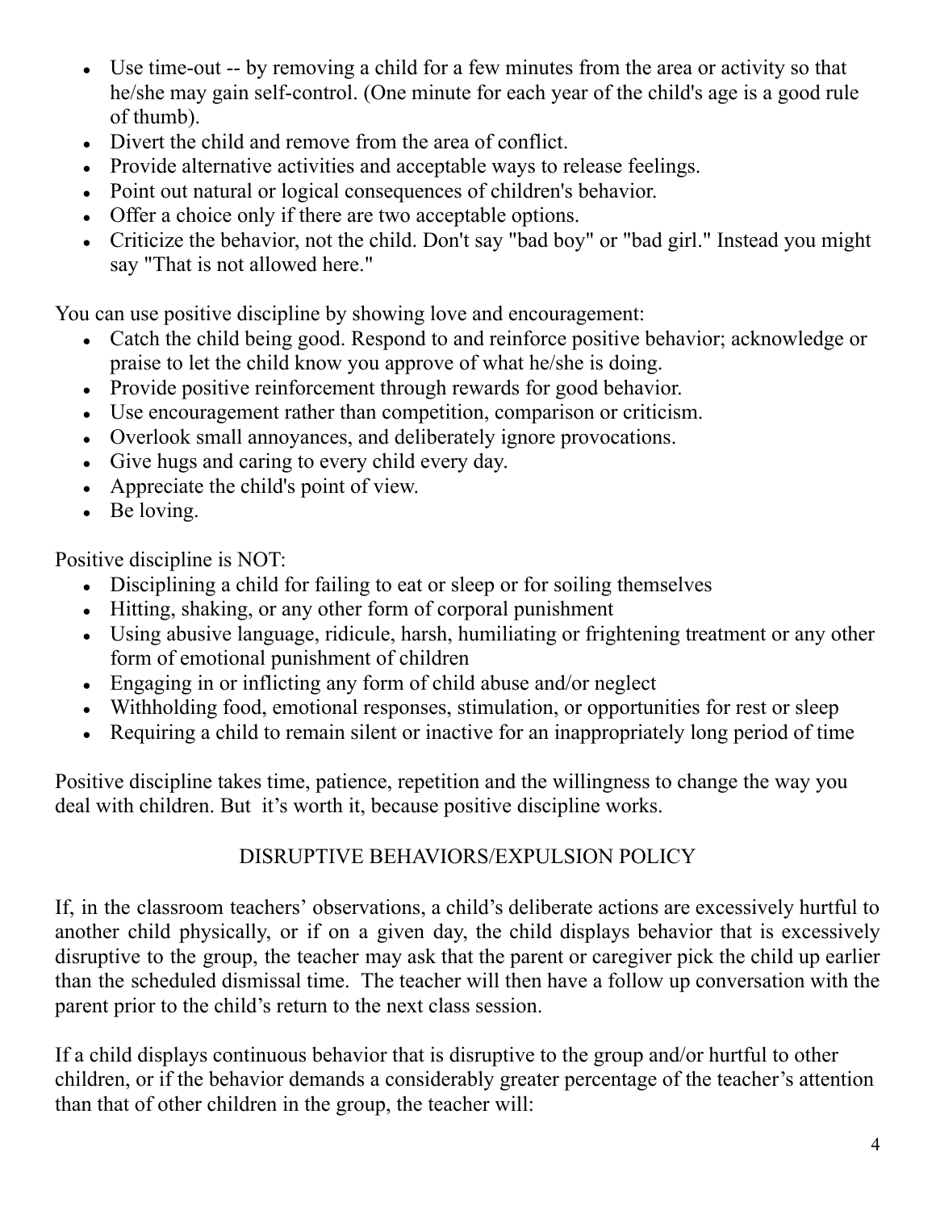- Use time-out -- by removing a child for a few minutes from the area or activity so that he/she may gain self-control. (One minute for each year of the child's age is a good rule of thumb).
- Divert the child and remove from the area of conflict.
- Provide alternative activities and acceptable ways to release feelings.
- Point out natural or logical consequences of children's behavior.
- Offer a choice only if there are two acceptable options.
- Criticize the behavior, not the child. Don't say "bad boy" or "bad girl." Instead you might say "That is not allowed here."

You can use positive discipline by showing love and encouragement:

- Catch the child being good. Respond to and reinforce positive behavior; acknowledge or praise to let the child know you approve of what he/she is doing.
- Provide positive reinforcement through rewards for good behavior.
- Use encouragement rather than competition, comparison or criticism.
- Overlook small annoyances, and deliberately ignore provocations.
- Give hugs and caring to every child every day.
- Appreciate the child's point of view.
- Be loving.

Positive discipline is NOT:

- Disciplining a child for failing to eat or sleep or for soiling themselves
- Hitting, shaking, or any other form of corporal punishment
- Using abusive language, ridicule, harsh, humiliating or frightening treatment or any other form of emotional punishment of children
- Engaging in or inflicting any form of child abuse and/or neglect
- Withholding food, emotional responses, stimulation, or opportunities for rest or sleep
- Requiring a child to remain silent or inactive for an inappropriately long period of time

Positive discipline takes time, patience, repetition and the willingness to change the way you deal with children. But it's worth it, because positive discipline works.

## DISRUPTIVE BEHAVIORS/EXPULSION POLICY

If, in the classroom teachers' observations, a child's deliberate actions are excessively hurtful to another child physically, or if on a given day, the child displays behavior that is excessively disruptive to the group, the teacher may ask that the parent or caregiver pick the child up earlier than the scheduled dismissal time. The teacher will then have a follow up conversation with the parent prior to the child's return to the next class session.

If a child displays continuous behavior that is disruptive to the group and/or hurtful to other children, or if the behavior demands a considerably greater percentage of the teacher's attention than that of other children in the group, the teacher will: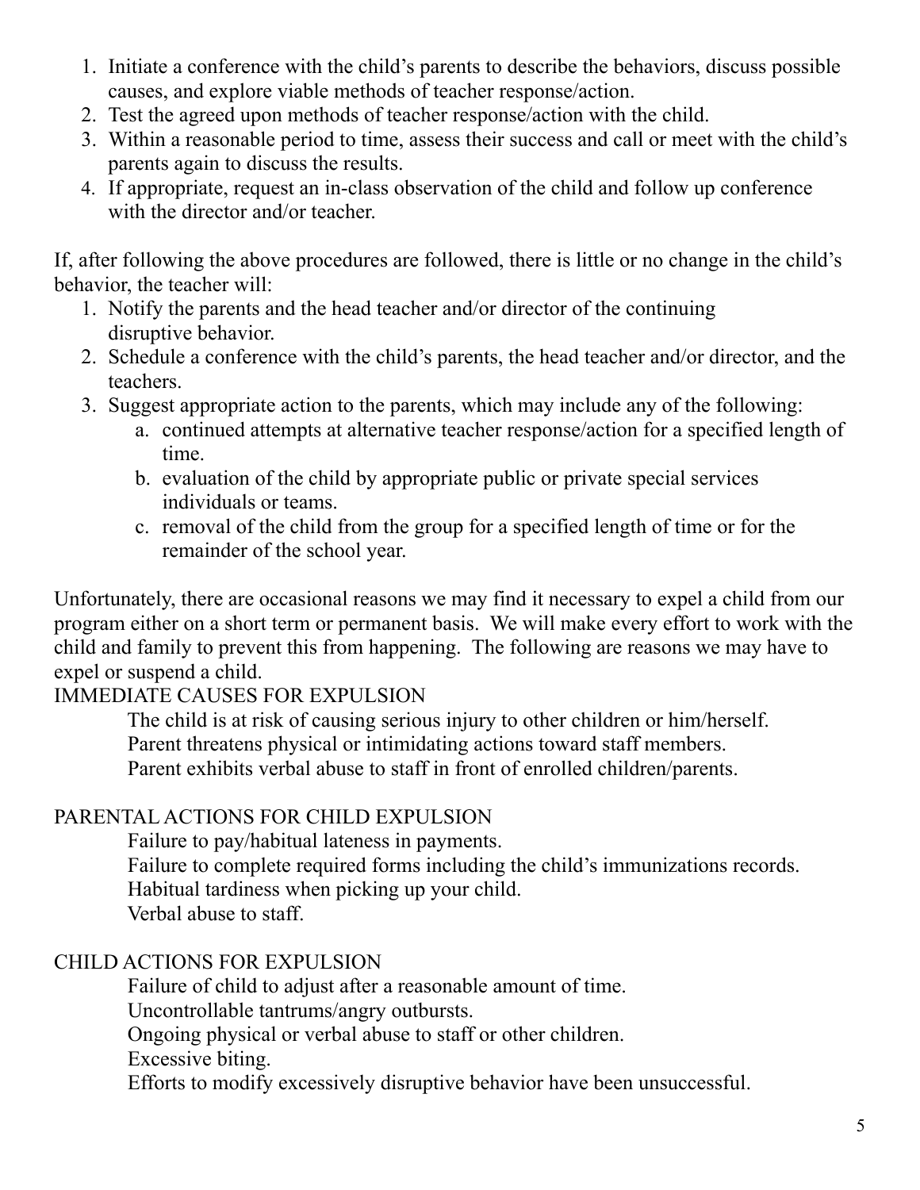1. Initiate a conference with the child's parents to describe the behaviors, discuss possible causes, and explore viable methods of teacher response/action.
2. Test the agreed upon methods of teacher response/action with the child.
3. Within a reasonable period to time, assess their success and call or meet with the child's parents again to discuss the results.
4. If appropriate, request an in-class observation of the child and follow up conference with the director and/or teacher.

If, after following the above procedures are followed, there is little or no change in the child's behavior, the teacher will:

1. Notify the parents and the head teacher and/or director of the continuing disruptive behavior.
2. Schedule a conference with the child's parents, the head teacher and/or director, and the teachers.
3. Suggest appropriate action to the parents, which may include any of the following:
   a. continued attempts at alternative teacher response/action for a specified length of time.
   b. evaluation of the child by appropriate public or private special services individuals or teams.
   c. removal of the child from the group for a specified length of time or for the remainder of the school year.

Unfortunately, there are occasional reasons we may find it necessary to expel a child from our program either on a short term or permanent basis. We will make every effort to work with the child and family to prevent this from happening. The following are reasons we may have to expel or suspend a child.

IMMEDIATE CAUSES FOR EXPULSION

The child is at risk of causing serious injury to other children or him/herself.
Parent threatens physical or intimidating actions toward staff members.
Parent exhibits verbal abuse to staff in front of enrolled children/parents.

PARENTAL ACTIONS FOR CHILD EXPULSION

Failure to pay/habitual lateness in payments.
Failure to complete required forms including the child's immunizations records.
Habitual tardiness when picking up your child.
Verbal abuse to staff.

CHILD ACTIONS FOR EXPULSION

Failure of child to adjust after a reasonable amount of time.
Uncontrollable tantrums/angry outbursts.
Ongoing physical or verbal abuse to staff or other children.
Excessive biting.
Efforts to modify excessively disruptive behavior have been unsuccessful.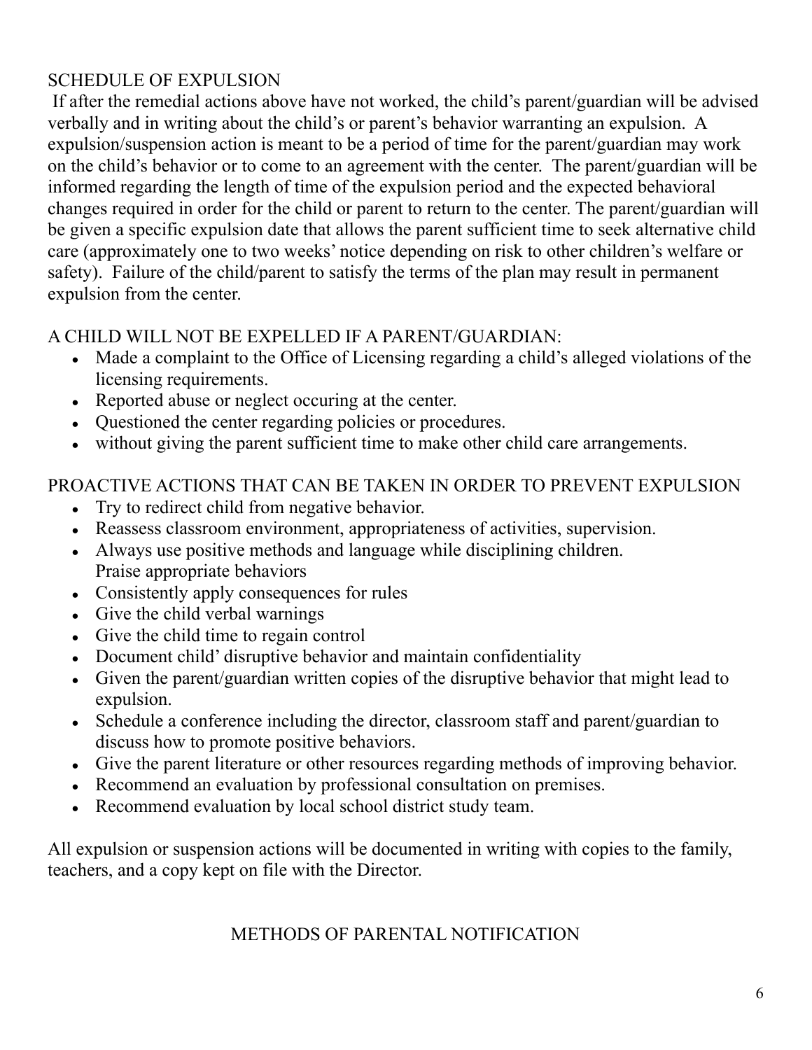## SCHEDULE OF EXPULSION

If after the remedial actions above have not worked, the child's parent/guardian will be advised verbally and in writing about the child's or parent's behavior warranting an expulsion. A expulsion/suspension action is meant to be a period of time for the parent/guardian may work on the child's behavior or to come to an agreement with the center. The parent/guardian will be informed regarding the length of time of the expulsion period and the expected behavioral changes required in order for the child or parent to return to the center. The parent/guardian will be given a specific expulsion date that allows the parent sufficient time to seek alternative child care (approximately one to two weeks' notice depending on risk to other children's welfare or safety). Failure of the child/parent to satisfy the terms of the plan may result in permanent expulsion from the center.

## A CHILD WILL NOT BE EXPELLED IF A PARENT/GUARDIAN:

- Made a complaint to the Office of Licensing regarding a child's alleged violations of the licensing requirements.
- Reported abuse or neglect occuring at the center.
- Questioned the center regarding policies or procedures.
- without giving the parent sufficient time to make other child care arrangements.

## PROACTIVE ACTIONS THAT CAN BE TAKEN IN ORDER TO PREVENT EXPULSION

- Try to redirect child from negative behavior.
- Reassess classroom environment, appropriateness of activities, supervision.
- Always use positive methods and language while disciplining children.
  Praise appropriate behaviors
- Consistently apply consequences for rules
- Give the child verbal warnings
- Give the child time to regain control
- Document child' disruptive behavior and maintain confidentiality
- Given the parent/guardian written copies of the disruptive behavior that might lead to expulsion.
- Schedule a conference including the director, classroom staff and parent/guardian to discuss how to promote positive behaviors.
- Give the parent literature or other resources regarding methods of improving behavior.
- Recommend an evaluation by professional consultation on premises.
- Recommend evaluation by local school district study team.

All expulsion or suspension actions will be documented in writing with copies to the family, teachers, and a copy kept on file with the Director.

## METHODS OF PARENTAL NOTIFICATION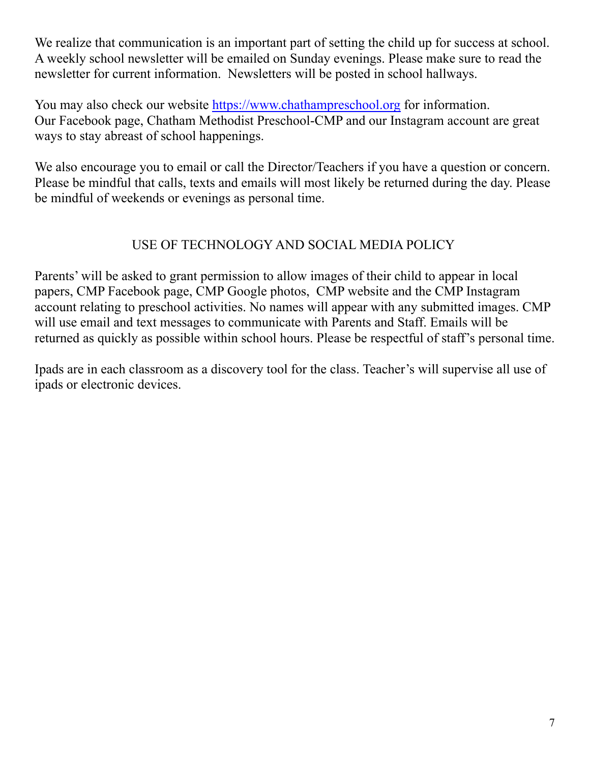We realize that communication is an important part of setting the child up for success at school. A weekly school newsletter will be emailed on Sunday evenings. Please make sure to read the newsletter for current information. Newsletters will be posted in school hallways.

You may also check our website [https://www.chathampreschool.org](https://www.chathampreschool.org) for information. Our Facebook page, Chatham Methodist Preschool-CMP and our Instagram account are great ways to stay abreast of school happenings.

We also encourage you to email or call the Director/Teachers if you have a question or concern. Please be mindful that calls, texts and emails will most likely be returned during the day. Please be mindful of weekends or evenings as personal time.

## USE OF TECHNOLOGY AND SOCIAL MEDIA POLICY

Parents' will be asked to grant permission to allow images of their child to appear in local papers, CMP Facebook page, CMP Google photos, CMP website and the CMP Instagram account relating to preschool activities. No names will appear with any submitted images. CMP will use email and text messages to communicate with Parents and Staff. Emails will be returned as quickly as possible within school hours. Please be respectful of staff's personal time.

Ipads are in each classroom as a discovery tool for the class. Teacher's will supervise all use of ipads or electronic devices.